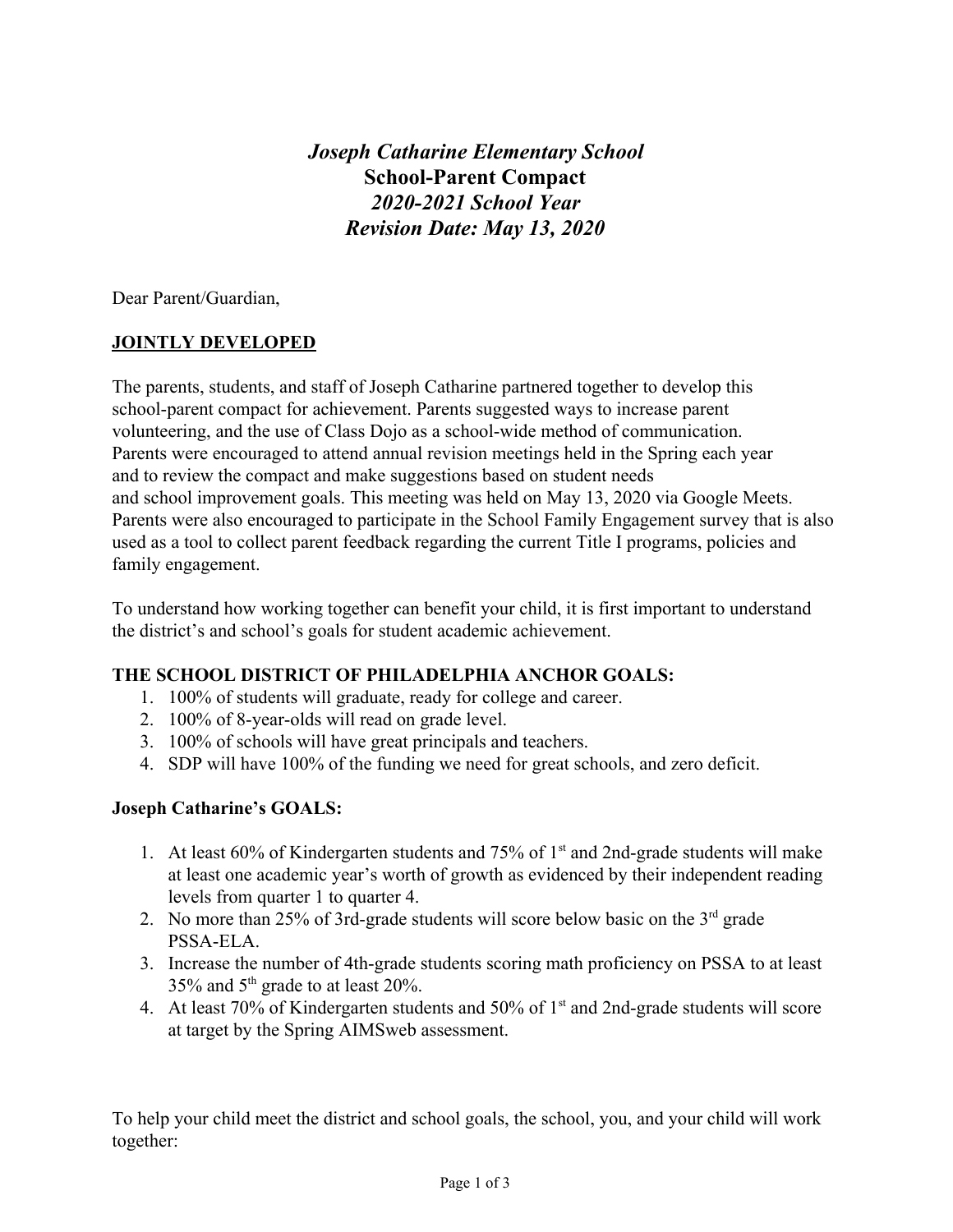# *Joseph Catharine Elementary School*
# School-Parent Compact
## *2020-2021 School Year*
## *Revision Date: May 13, 2020*

Dear Parent/Guardian,

**JOINTLY DEVELOPED**

The parents, students, and staff of Joseph Catharine partnered together to develop this school-parent compact for achievement. Parents suggested ways to increase parent volunteering, and the use of Class Dojo as a school-wide method of communication. Parents were encouraged to attend annual revision meetings held in the Spring each year and to review the compact and make suggestions based on student needs and school improvement goals. This meeting was held on May 13, 2020 via Google Meets. Parents were also encouraged to participate in the School Family Engagement survey that is also used as a tool to collect parent feedback regarding the current Title I programs, policies and family engagement.

To understand how working together can benefit your child, it is first important to understand the district's and school's goals for student academic achievement.

**THE SCHOOL DISTRICT OF PHILADELPHIA ANCHOR GOALS:**

1. 100% of students will graduate, ready for college and career.
2. 100% of 8-year-olds will read on grade level.
3. 100% of schools will have great principals and teachers.
4. SDP will have 100% of the funding we need for great schools, and zero deficit.

**Joseph Catharine's GOALS:**

1. At least 60% of Kindergarten students and 75% of 1st and 2nd-grade students will make at least one academic year's worth of growth as evidenced by their independent reading levels from quarter 1 to quarter 4.
2. No more than 25% of 3rd-grade students will score below basic on the 3rd grade PSSA-ELA.
3. Increase the number of 4th-grade students scoring math proficiency on PSSA to at least 35% and 5th grade to at least 20%.
4. At least 70% of Kindergarten students and 50% of 1st and 2nd-grade students will score at target by the Spring AIMSweb assessment.

To help your child meet the district and school goals, the school, you, and your child will work together: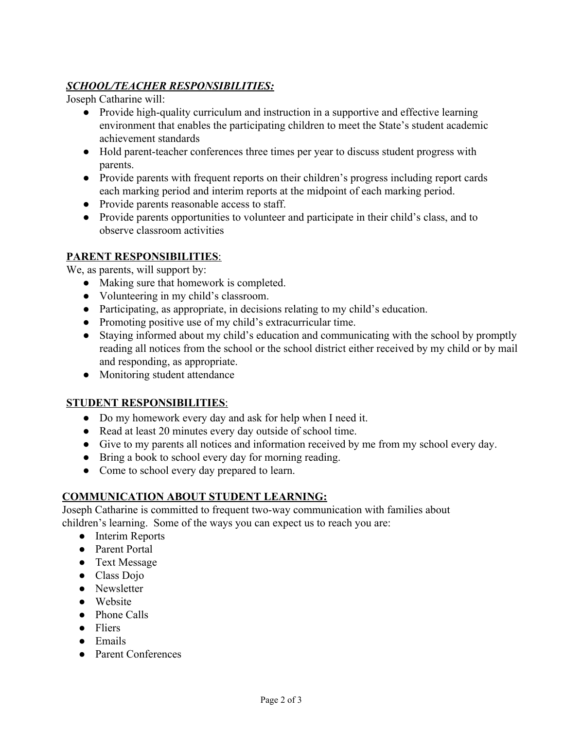***SCHOOL/TEACHER RESPONSIBILITIES:***

Joseph Catharine will:

- Provide high-quality curriculum and instruction in a supportive and effective learning environment that enables the participating children to meet the State's student academic achievement standards
- Hold parent-teacher conferences three times per year to discuss student progress with parents.
- Provide parents with frequent reports on their children's progress including report cards each marking period and interim reports at the midpoint of each marking period.
- Provide parents reasonable access to staff.
- Provide parents opportunities to volunteer and participate in their child's class, and to observe classroom activities

**PARENT RESPONSIBILITIES**:

We, as parents, will support by:

- Making sure that homework is completed.
- Volunteering in my child's classroom.
- Participating, as appropriate, in decisions relating to my child's education.
- Promoting positive use of my child's extracurricular time.
- Staying informed about my child's education and communicating with the school by promptly reading all notices from the school or the school district either received by my child or by mail and responding, as appropriate.
- Monitoring student attendance

**STUDENT RESPONSIBILITIES**:

- Do my homework every day and ask for help when I need it.
- Read at least 20 minutes every day outside of school time.
- Give to my parents all notices and information received by me from my school every day.
- Bring a book to school every day for morning reading.
- Come to school every day prepared to learn.

**COMMUNICATION ABOUT STUDENT LEARNING:**

Joseph Catharine is committed to frequent two-way communication with families about children's learning. Some of the ways you can expect us to reach you are:

- Interim Reports
- Parent Portal
- Text Message
- Class Dojo
- Newsletter
- Website
- Phone Calls
- Fliers
- Emails
- Parent Conferences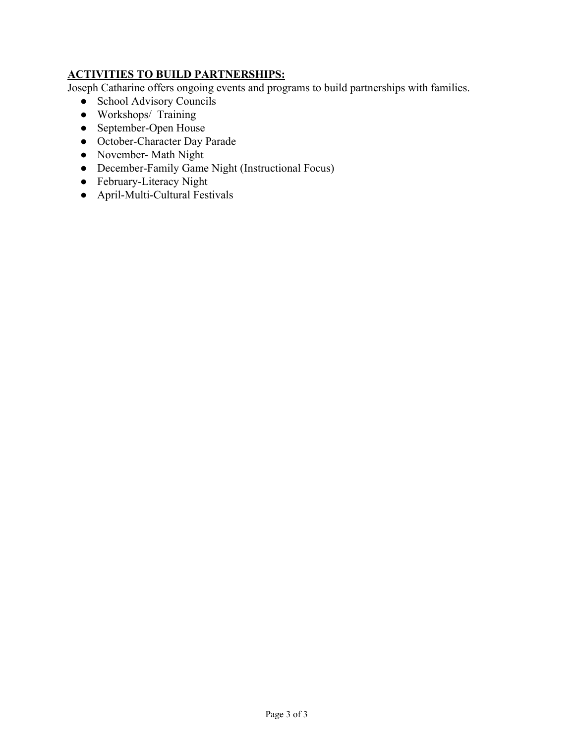## ACTIVITIES TO BUILD PARTNERSHIPS:

Joseph Catharine offers ongoing events and programs to build partnerships with families.

- School Advisory Councils
- Workshops/ Training
- September-Open House
- October-Character Day Parade
- November- Math Night
- December-Family Game Night (Instructional Focus)
- February-Literacy Night
- April-Multi-Cultural Festivals